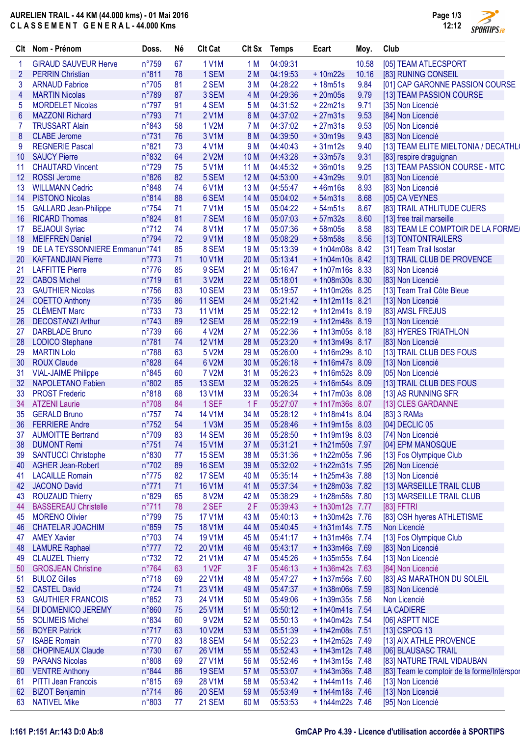# AURELIEN TRAIL - 44 KM (44.000 kms) - 01 Mai 2016

## C L A S S E M E N T G E N E R A L - 44.000 Kms

| Clt | Nom - Prénom | Doss. | Né | Clt Cat | Clt Sx | Temps | Ecart | Moy. | Club |
|---|---|---|---|---|---|---|---|---|---|
| 1 | GIRAUD SAUVEUR Herve | n°759 | 67 | 1 V1M | 1 M | 04:09:31 | | 10.58 | [05] TEAM ATLECSPORT |
| 2 | PERRIN Christian | n°811 | 78 | 1 SEM | 2 M | 04:19:53 | + 10m22s | 10.16 | [83] RUNING CONSEIL |
| 3 | ARNAUD Fabrice | n°705 | 81 | 2 SEM | 3 M | 04:28:22 | + 18m51s | 9.84 | [01] CAP GARONNE PASSION COURSE |
| 4 | MARTIN Nicolas | n°789 | 87 | 3 SEM | 4 M | 04:29:36 | + 20m05s | 9.79 | [13] TEAM PASSION COURSE |
| 5 | MORDELET Nicolas | n°797 | 91 | 4 SEM | 5 M | 04:31:52 | + 22m21s | 9.71 | [35] Non Licencié |
| 6 | MAZZONI Richard | n°793 | 71 | 2 V1M | 6 M | 04:37:02 | + 27m31s | 9.53 | [84] Non Licencié |
| 7 | TRUSSART Alain | n°843 | 58 | 1 V2M | 7 M | 04:37:02 | + 27m31s | 9.53 | [05] Non Licencié |
| 8 | CLABE Jerome | n°731 | 76 | 3 V1M | 8 M | 04:39:50 | + 30m19s | 9.43 | [83] Non Licencié |
| 9 | REGNERIE Pascal | n°821 | 73 | 4 V1M | 9 M | 04:40:43 | + 31m12s | 9.40 | [13] TEAM ELITE MIELTONIA / DECATHL |
| 10 | SAUCY Pierre | n°832 | 64 | 2 V2M | 10 M | 04:43:28 | + 33m57s | 9.31 | [83] respire draguignan |
| 11 | CHAUTARD Vincent | n°729 | 75 | 5 V1M | 11 M | 04:45:32 | + 36m01s | 9.25 | [13] TEAM PASSION COURSE - MTC |
| 12 | ROSSI Jerome | n°826 | 82 | 5 SEM | 12 M | 04:53:00 | + 43m29s | 9.01 | [83] Non Licencié |
| 13 | WILLMANN Cedric | n°848 | 74 | 6 V1M | 13 M | 04:55:47 | + 46m16s | 8.93 | [83] Non Licencié |
| 14 | PISTONO Nicolas | n°814 | 88 | 6 SEM | 14 M | 05:04:02 | + 54m31s | 8.68 | [05] CA VEYNES |
| 15 | GALLARD Jean-Philippe | n°754 | 71 | 7 V1M | 15 M | 05:04:22 | + 54m51s | 8.67 | [83] TRAIL ATHLITUDE CUERS |
| 16 | RICARD Thomas | n°824 | 81 | 7 SEM | 16 M | 05:07:03 | + 57m32s | 8.60 | [13] free trail marseille |
| 17 | BEJAOUI Syriac | n°712 | 74 | 8 V1M | 17 M | 05:07:36 | + 58m05s | 8.58 | [83] TEAM LE COMPTOIR DE LA FORME/ |
| 18 | MEIFFREN Daniel | n°794 | 72 | 9 V1M | 18 M | 05:08:29 | + 58m58s | 8.56 | [13] TONTONTRAILERS |
| 19 | DE LA TESSONNIERE Emmanu | n°741 | 85 | 8 SEM | 19 M | 05:13:39 | + 1h04m08s | 8.42 | [31] Team Trail Isostar |
| 20 | KAFTANDJIAN Pierre | n°773 | 71 | 10 V1M | 20 M | 05:13:41 | + 1h04m10s | 8.42 | [13] TRAIL CLUB DE PROVENCE |
| 21 | LAFFITTE Pierre | n°776 | 85 | 9 SEM | 21 M | 05:16:47 | + 1h07m16s | 8.33 | [83] Non Licencié |
| 22 | CABOS Michel | n°719 | 61 | 3 V2M | 22 M | 05:18:01 | + 1h08m30s | 8.30 | [83] Non Licencié |
| 23 | GAUTHIER Nicolas | n°756 | 83 | 10 SEM | 23 M | 05:19:57 | + 1h10m26s | 8.25 | [13] Team Trail Côte Bleue |
| 24 | COETTO Anthony | n°735 | 86 | 11 SEM | 24 M | 05:21:42 | + 1h12m11s | 8.21 | [13] Non Licencié |
| 25 | CLÉMENT Marc | n°733 | 73 | 11 V1M | 25 M | 05:22:12 | + 1h12m41s | 8.19 | [83] AMSL FREJUS |
| 26 | DECOSTANZI Arthur | n°743 | 89 | 12 SEM | 26 M | 05:22:19 | + 1h12m48s | 8.19 | [13] Non Licencié |
| 27 | DARBLADE Bruno | n°739 | 66 | 4 V2M | 27 M | 05:22:36 | + 1h13m05s | 8.18 | [83] HYERES TRIATHLON |
| 28 | LODICO Stephane | n°781 | 74 | 12 V1M | 28 M | 05:23:20 | + 1h13m49s | 8.17 | [83] Non Licencié |
| 29 | MARTIN Lolo | n°788 | 63 | 5 V2M | 29 M | 05:26:00 | + 1h16m29s | 8.10 | [13] TRAIL CLUB DES FOUS |
| 30 | ROUX Claude | n°828 | 64 | 6 V2M | 30 M | 05:26:18 | + 1h16m47s | 8.09 | [13] Non Licencié |
| 31 | VIAL-JAIME Philippe | n°845 | 60 | 7 V2M | 31 M | 05:26:23 | + 1h16m52s | 8.09 | [05] Non Licencié |
| 32 | NAPOLETANO Fabien | n°802 | 85 | 13 SEM | 32 M | 05:26:25 | + 1h16m54s | 8.09 | [13] TRAIL CLUB DES FOUS |
| 33 | PROST Frederic | n°818 | 68 | 13 V1M | 33 M | 05:26:34 | + 1h17m03s | 8.08 | [13] AS RUNNING SFR |
| 34 | ATZENI Laurie | n°708 | 84 | 1 SEF | 1 F | 05:27:07 | + 1h17m36s | 8.07 | [13] CLES GARDANNE |
| 35 | GERALD Bruno | n°757 | 74 | 14 V1M | 34 M | 05:28:12 | + 1h18m41s | 8.04 | [83] 3 RAMa |
| 36 | FERRIERE Andre | n°752 | 54 | 1 V3M | 35 M | 05:28:46 | + 1h19m15s | 8.03 | [04] DECLIC 05 |
| 37 | AUMOITTE Bertrand | n°709 | 83 | 14 SEM | 36 M | 05:28:50 | + 1h19m19s | 8.03 | [74] Non Licencié |
| 38 | DUMONT Remi | n°751 | 74 | 15 V1M | 37 M | 05:31:21 | + 1h21m50s | 7.97 | [04] EPM MANOSQUE |
| 39 | SANTUCCI Christophe | n°830 | 77 | 15 SEM | 38 M | 05:31:36 | + 1h22m05s | 7.96 | [13] Fos Olympique Club |
| 40 | AGHER Jean-Robert | n°702 | 89 | 16 SEM | 39 M | 05:32:02 | + 1h22m31s | 7.95 | [26] Non Licencié |
| 41 | LACAILLE Romain | n°775 | 82 | 17 SEM | 40 M | 05:35:14 | + 1h25m43s | 7.88 | [13] Non Licencié |
| 42 | JACONO David | n°771 | 71 | 16 V1M | 41 M | 05:37:34 | + 1h28m03s | 7.82 | [13] MARSEILLE TRAIL CLUB |
| 43 | ROUZAUD Thierry | n°829 | 65 | 8 V2M | 42 M | 05:38:29 | + 1h28m58s | 7.80 | [13] MARSEILLE TRAIL CLUB |
| 44 | BASSEREAU Christelle | n°711 | 78 | 2 SEF | 2 F | 05:39:43 | + 1h30m12s | 7.77 | [83] FFTRI |
| 45 | MORENO Olivier | n°799 | 75 | 17 V1M | 43 M | 05:40:13 | + 1h30m42s | 7.76 | [83] OSH hyeres ATHLETISME |
| 46 | CHATELAR JOACHIM | n°859 | 75 | 18 V1M | 44 M | 05:40:45 | + 1h31m14s | 7.75 | Non Licencié |
| 47 | AMEY Xavier | n°703 | 74 | 19 V1M | 45 M | 05:41:17 | + 1h31m46s | 7.74 | [13] Fos Olympique Club |
| 48 | LAMURE Raphael | n°777 | 72 | 20 V1M | 46 M | 05:43:17 | + 1h33m46s | 7.69 | [83] Non Licencié |
| 49 | CLAUZEL Thierry | n°732 | 72 | 21 V1M | 47 M | 05:45:26 | + 1h35m55s | 7.64 | [13] Non Licencié |
| 50 | GROSJEAN Christine | n°764 | 63 | 1 V2F | 3 F | 05:46:13 | + 1h36m42s | 7.63 | [84] Non Licencié |
| 51 | BULOZ Gilles | n°718 | 69 | 22 V1M | 48 M | 05:47:27 | + 1h37m56s | 7.60 | [83] AS MARATHON DU SOLEIL |
| 52 | CASTEL David | n°724 | 71 | 23 V1M | 49 M | 05:47:37 | + 1h38m06s | 7.59 | [83] Non Licencié |
| 53 | GAUTHIER FRANCOIS | n°852 | 73 | 24 V1M | 50 M | 05:49:06 | + 1h39m35s | 7.56 | Non Licencié |
| 54 | DI DOMENICO JEREMY | n°860 | 75 | 25 V1M | 51 M | 05:50:12 | + 1h40m41s | 7.54 | LA CADIERE |
| 55 | SOLIMEIS Michel | n°834 | 60 | 9 V2M | 52 M | 05:50:13 | + 1h40m42s | 7.54 | [06] ASPTT NICE |
| 56 | BOYER Patrick | n°717 | 63 | 10 V2M | 53 M | 05:51:39 | + 1h42m08s | 7.51 | [13] CSPCG 13 |
| 57 | ISABE Romain | n°770 | 83 | 18 SEM | 54 M | 05:52:23 | + 1h42m52s | 7.49 | [13] AIX ATHLE PROVENCE |
| 58 | CHOPINEAUX Claude | n°730 | 67 | 26 V1M | 55 M | 05:52:43 | + 1h43m12s | 7.48 | [06] BLAUSASC TRAIL |
| 59 | PARANS Nicolas | n°808 | 69 | 27 V1M | 56 M | 05:52:46 | + 1h43m15s | 7.48 | [83] NATURE TRAIL VIDAUBAN |
| 60 | VENTRE Anthony | n°844 | 86 | 19 SEM | 57 M | 05:53:07 | + 1h43m36s | 7.48 | [83] Team le comptoir de la forme/Interspor |
| 61 | PITTI Jean Francois | n°815 | 69 | 28 V1M | 58 M | 05:53:42 | + 1h44m11s | 7.46 | [13] Non Licencié |
| 62 | BIZOT Benjamin | n°714 | 86 | 20 SEM | 59 M | 05:53:49 | + 1h44m18s | 7.46 | [13] Non Licencié |
| 63 | NATIVEL Mike | n°803 | 77 | 21 SEM | 60 M | 05:53:53 | + 1h44m22s | 7.46 | [95] Non Licencié |

I:161 P:151 Ar:143 D:0 Ab:8

GmCAP Pro 4.39 - Licence d'utilisation accordée à SPORTIPS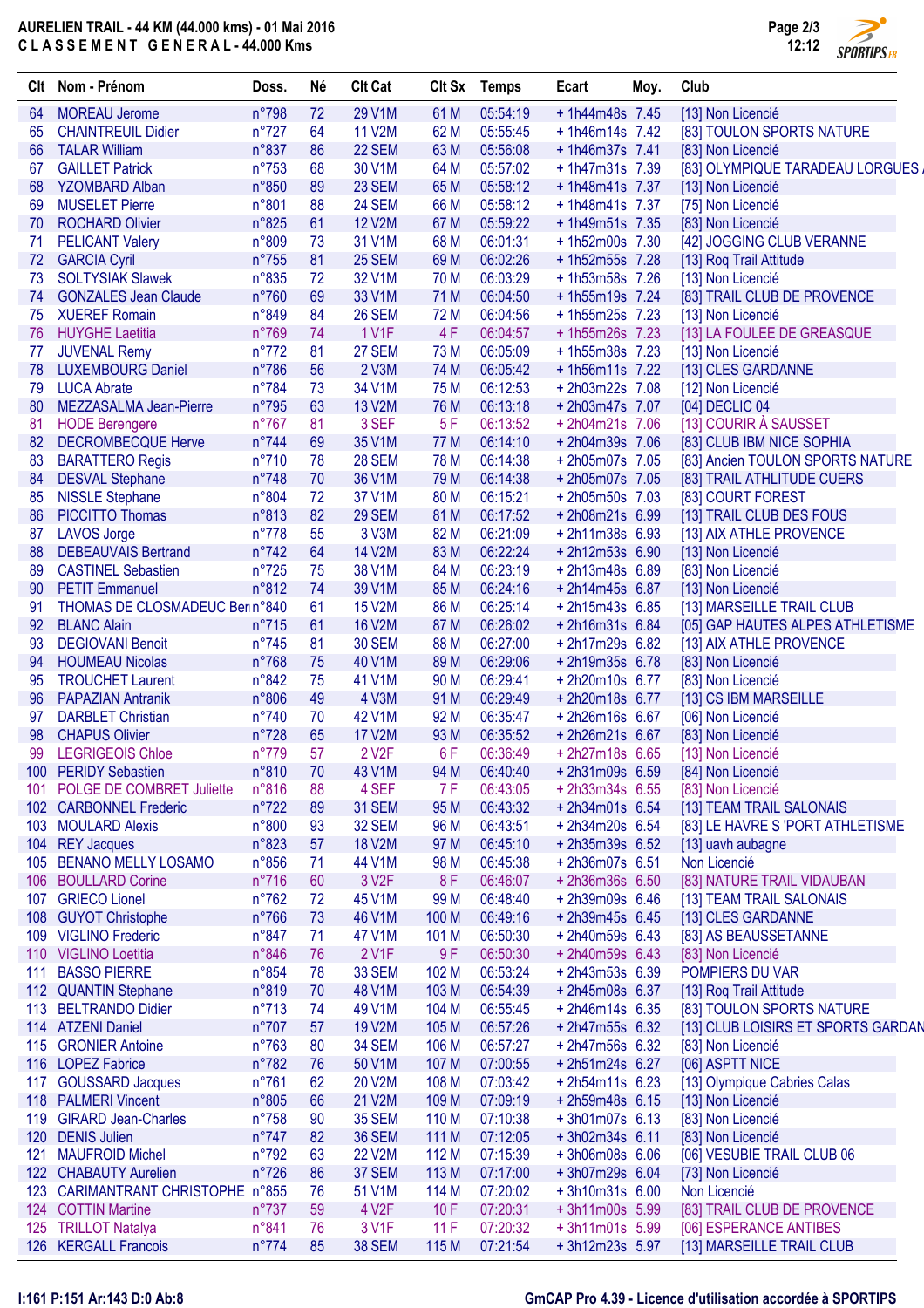# AURELIEN TRAIL - 44 KM (44.000 kms) - 01 Mai 2016

## C L A S S E M E N T   G E N E R A L - 44.000 Kms

| Clt | Nom - Prénom | Doss. | Né | Clt Cat | Clt Sx | Temps | Ecart | Moy. | Club |
|---|---|---|---|---|---|---|---|---|---|
| 64 | MOREAU Jerome | n°798 | 72 | 29 V1M | 61 M | 05:54:19 | + 1h44m48s | 7.45 | [13] Non Licencié |
| 65 | CHAINTREUIL Didier | n°727 | 64 | 11 V2M | 62 M | 05:55:45 | + 1h46m14s | 7.42 | [83] TOULON SPORTS NATURE |
| 66 | TALAR William | n°837 | 86 | 22 SEM | 63 M | 05:56:08 | + 1h46m37s | 7.41 | [83] Non Licencié |
| 67 | GAILLET Patrick | n°753 | 68 | 30 V1M | 64 M | 05:57:02 | + 1h47m31s | 7.39 | [83] OLYMPIQUE TARADEAU LORGUES / |
| 68 | YZOMBARD Alban | n°850 | 89 | 23 SEM | 65 M | 05:58:12 | + 1h48m41s | 7.37 | [13] Non Licencié |
| 69 | MUSELET Pierre | n°801 | 88 | 24 SEM | 66 M | 05:58:12 | + 1h48m41s | 7.37 | [75] Non Licencié |
| 70 | ROCHARD Olivier | n°825 | 61 | 12 V2M | 67 M | 05:59:22 | + 1h49m51s | 7.35 | [83] Non Licencié |
| 71 | PELICANT Valery | n°809 | 73 | 31 V1M | 68 M | 06:01:31 | + 1h52m00s | 7.30 | [42] JOGGING CLUB VERANNE |
| 72 | GARCIA Cyril | n°755 | 81 | 25 SEM | 69 M | 06:02:26 | + 1h52m55s | 7.28 | [13] Roq Trail Attitude |
| 73 | SOLTYSIAK Slawek | n°835 | 72 | 32 V1M | 70 M | 06:03:29 | + 1h53m58s | 7.26 | [13] Non Licencié |
| 74 | GONZALES Jean Claude | n°760 | 69 | 33 V1M | 71 M | 06:04:50 | + 1h55m19s | 7.24 | [83] TRAIL CLUB DE PROVENCE |
| 75 | XUEREF Romain | n°849 | 84 | 26 SEM | 72 M | 06:04:56 | + 1h55m25s | 7.23 | [13] Non Licencié |
| 76 | HUYGHE Laetitia | n°769 | 74 | 1 V1F | 4 F | 06:04:57 | + 1h55m26s | 7.23 | [13] LA FOULEE DE GREASQUE |
| 77 | JUVENAL Remy | n°772 | 81 | 27 SEM | 73 M | 06:05:09 | + 1h55m38s | 7.23 | [13] Non Licencié |
| 78 | LUXEMBOURG Daniel | n°786 | 56 | 2 V3M | 74 M | 06:05:42 | + 1h56m11s | 7.22 | [13] CLES GARDANNE |
| 79 | LUCA Abrate | n°784 | 73 | 34 V1M | 75 M | 06:12:53 | + 2h03m22s | 7.08 | [12] Non Licencié |
| 80 | MEZZASALMA Jean-Pierre | n°795 | 63 | 13 V2M | 76 M | 06:13:18 | + 2h03m47s | 7.07 | [04] DECLIC 04 |
| 81 | HODE Berengere | n°767 | 81 | 3 SEF | 5 F | 06:13:52 | + 2h04m21s | 7.06 | [13] COURIR À SAUSSET |
| 82 | DECROMBECQUE Herve | n°744 | 69 | 35 V1M | 77 M | 06:14:10 | + 2h04m39s | 7.06 | [83] CLUB IBM NICE SOPHIA |
| 83 | BARATTERO Regis | n°710 | 78 | 28 SEM | 78 M | 06:14:38 | + 2h05m07s | 7.05 | [83] Ancien TOULON SPORTS NATURE |
| 84 | DESVAL Stephane | n°748 | 70 | 36 V1M | 79 M | 06:14:38 | + 2h05m07s | 7.05 | [83] TRAIL ATHLITUDE CUERS |
| 85 | NISSLE Stephane | n°804 | 72 | 37 V1M | 80 M | 06:15:21 | + 2h05m50s | 7.03 | [83] COURT FOREST |
| 86 | PICCITTO Thomas | n°813 | 82 | 29 SEM | 81 M | 06:17:52 | + 2h08m21s | 6.99 | [13] TRAIL CLUB DES FOUS |
| 87 | LAVOS Jorge | n°778 | 55 | 3 V3M | 82 M | 06:21:09 | + 2h11m38s | 6.93 | [13] AIX ATHLE PROVENCE |
| 88 | DEBEAUVAIS Bertrand | n°742 | 64 | 14 V2M | 83 M | 06:22:24 | + 2h12m53s | 6.90 | [13] Non Licencié |
| 89 | CASTINEL Sebastien | n°725 | 75 | 38 V1M | 84 M | 06:23:19 | + 2h13m48s | 6.89 | [13] Non Licencié |
| 90 | PETIT Emmanuel | n°812 | 74 | 39 V1M | 85 M | 06:24:16 | + 2h14m45s | 6.87 | [13] Non Licencié |
| 91 | THOMAS DE CLOSMADEUC Ber | n°840 | 61 | 15 V2M | 86 M | 06:25:14 | + 2h15m43s | 6.85 | [13] MARSEILLE TRAIL CLUB |
| 92 | BLANC Alain | n°715 | 61 | 16 V2M | 87 M | 06:26:02 | + 2h16m31s | 6.84 | [05] GAP HAUTES ALPES ATHLETISME |
| 93 | DEGIOVANI Benoit | n°745 | 81 | 30 SEM | 88 M | 06:27:00 | + 2h17m29s | 6.82 | [13] AIX ATHLE PROVENCE |
| 94 | HOUMEAU Nicolas | n°768 | 75 | 40 V1M | 89 M | 06:29:06 | + 2h19m35s | 6.78 | [83] Non Licencié |
| 95 | TROUCHET Laurent | n°842 | 75 | 41 V1M | 90 M | 06:29:41 | + 2h20m10s | 6.77 | [83] Non Licencié |
| 96 | PAPAZIAN Antranik | n°806 | 49 | 4 V3M | 91 M | 06:29:49 | + 2h20m18s | 6.77 | [13] CS IBM MARSEILLE |
| 97 | DARBLET Christian | n°740 | 70 | 42 V1M | 92 M | 06:35:47 | + 2h26m16s | 6.67 | [06] Non Licencié |
| 98 | CHAPUS Olivier | n°728 | 65 | 17 V2M | 93 M | 06:35:52 | + 2h26m21s | 6.67 | [83] Non Licencié |
| 99 | LEGRIGEOIS Chloe | n°779 | 57 | 2 V2F | 6 F | 06:36:49 | + 2h27m18s | 6.65 | [13] Non Licencié |
| 100 | PERIDY Sebastien | n°810 | 70 | 43 V1M | 94 M | 06:40:40 | + 2h31m09s | 6.59 | [84] Non Licencié |
| 101 | POLGE DE COMBRET Juliette | n°816 | 88 | 4 SEF | 7 F | 06:43:05 | + 2h33m34s | 6.55 | [83] Non Licencié |
| 102 | CARBONNEL Frederic | n°722 | 89 | 31 SEM | 95 M | 06:43:32 | + 2h34m01s | 6.54 | [13] TEAM TRAIL SALONAIS |
| 103 | MOULARD Alexis | n°800 | 93 | 32 SEM | 96 M | 06:43:51 | + 2h34m20s | 6.54 | [83] LE HAVRE S 'PORT ATHLETISME |
| 104 | REY Jacques | n°823 | 57 | 18 V2M | 97 M | 06:45:10 | + 2h35m39s | 6.52 | [13] uavh aubagne |
| 105 | BENANO MELLY LOSAMO | n°856 | 71 | 44 V1M | 98 M | 06:45:38 | + 2h36m07s | 6.51 | Non Licencié |
| 106 | BOULLARD Corine | n°716 | 60 | 3 V2F | 8 F | 06:46:07 | + 2h36m36s | 6.50 | [83] NATURE TRAIL VIDAUBAN |
| 107 | GRIECO Lionel | n°762 | 72 | 45 V1M | 99 M | 06:48:40 | + 2h39m09s | 6.46 | [13] TEAM TRAIL SALONAIS |
| 108 | GUYOT Christophe | n°766 | 73 | 46 V1M | 100 M | 06:49:16 | + 2h39m45s | 6.45 | [13] CLES GARDANNE |
| 109 | VIGLINO Frederic | n°847 | 71 | 47 V1M | 101 M | 06:50:30 | + 2h40m59s | 6.43 | [83] AS BEAUSSETANNE |
| 110 | VIGLINO Loetitia | n°846 | 76 | 2 V1F | 9 F | 06:50:30 | + 2h40m59s | 6.43 | [83] Non Licencié |
| 111 | BASSO PIERRE | n°854 | 78 | 33 SEM | 102 M | 06:53:24 | + 2h43m53s | 6.39 | POMPIERS DU VAR |
| 112 | QUANTIN Stephane | n°819 | 70 | 48 V1M | 103 M | 06:54:39 | + 2h45m08s | 6.37 | [13] Roq Trail Attitude |
| 113 | BELTRANDO Didier | n°713 | 74 | 49 V1M | 104 M | 06:55:45 | + 2h46m14s | 6.35 | [83] TOULON SPORTS NATURE |
| 114 | ATZENI Daniel | n°707 | 57 | 19 V2M | 105 M | 06:57:26 | + 2h47m55s | 6.32 | [13] CLUB LOISIRS ET SPORTS GARDAN |
| 115 | GRONIER Antoine | n°763 | 80 | 34 SEM | 106 M | 06:57:27 | + 2h47m56s | 6.32 | [83] Non Licencié |
| 116 | LOPEZ Fabrice | n°782 | 76 | 50 V1M | 107 M | 07:00:55 | + 2h51m24s | 6.27 | [06] ASPTT NICE |
| 117 | GOUSSARD Jacques | n°761 | 62 | 20 V2M | 108 M | 07:03:42 | + 2h54m11s | 6.23 | [13] Olympique Cabries Calas |
| 118 | PALMERI Vincent | n°805 | 66 | 21 V2M | 109 M | 07:09:19 | + 2h59m48s | 6.15 | [13] Non Licencié |
| 119 | GIRARD Jean-Charles | n°758 | 90 | 35 SEM | 110 M | 07:10:38 | + 3h01m07s | 6.13 | [83] Non Licencié |
| 120 | DENIS Julien | n°747 | 82 | 36 SEM | 111 M | 07:12:05 | + 3h02m34s | 6.11 | [83] Non Licencié |
| 121 | MAUFROID Michel | n°792 | 63 | 22 V2M | 112 M | 07:15:39 | + 3h06m08s | 6.06 | [06] VESUBIE TRAIL CLUB 06 |
| 122 | CHABAUTY Aurelien | n°726 | 86 | 37 SEM | 113 M | 07:17:00 | + 3h07m29s | 6.04 | [73] Non Licencié |
| 123 | CARIMANTRANT CHRISTOPHE | n°855 | 76 | 51 V1M | 114 M | 07:20:02 | + 3h10m31s | 6.00 | Non Licencié |
| 124 | COTTIN Martine | n°737 | 59 | 4 V2F | 10 F | 07:20:31 | + 3h11m00s | 5.99 | [83] TRAIL CLUB DE PROVENCE |
| 125 | TRILLOT Natalya | n°841 | 76 | 3 V1F | 11 F | 07:20:32 | + 3h11m01s | 5.99 | [06] ESPERANCE ANTIBES |
| 126 | KERGALL Francois | n°774 | 85 | 38 SEM | 115 M | 07:21:54 | + 3h12m23s | 5.97 | [13] MARSEILLE TRAIL CLUB |

I:161 P:151 Ar:143 D:0 Ab:8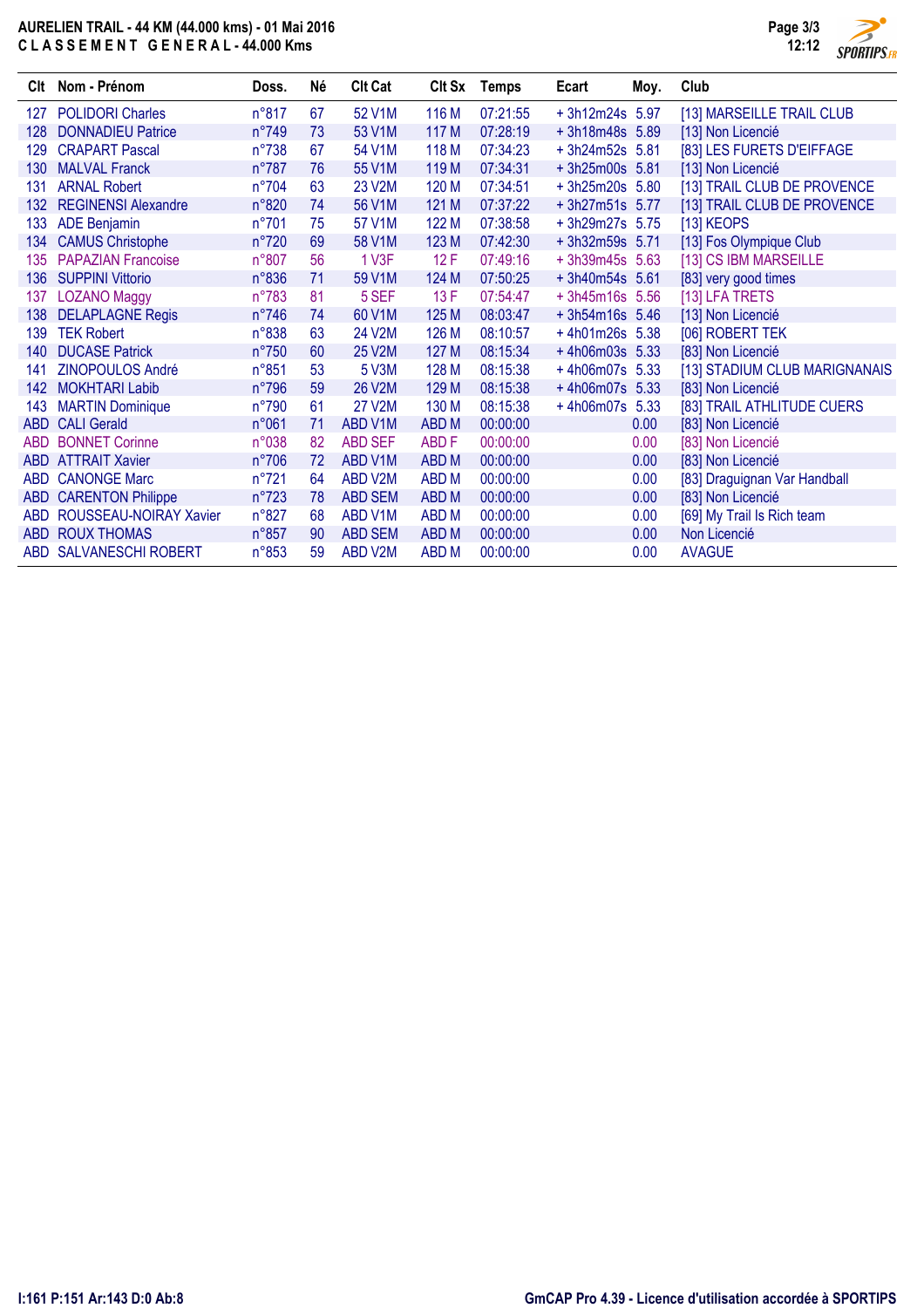**AURELIEN TRAIL - 44 KM (44.000 kms) - 01 Mai 2016**
**C L A S S E M E N T G E N E R A L - 44.000 Kms**

| Clt | Nom - Prénom | Doss. | Né | Clt Cat | Clt Sx | Temps | Ecart | Moy. | Club |
|---|---|---|---|---|---|---|---|---|---|
| 127 | POLIDORI Charles | n°817 | 67 | 52 V1M | 116 M | 07:21:55 | + 3h12m24s | 5.97 | [13] MARSEILLE TRAIL CLUB |
| 128 | DONNADIEU Patrice | n°749 | 73 | 53 V1M | 117 M | 07:28:19 | + 3h18m48s | 5.89 | [13] Non Licencié |
| 129 | CRAPART Pascal | n°738 | 67 | 54 V1M | 118 M | 07:34:23 | + 3h24m52s | 5.81 | [83] LES FURETS D'EIFFAGE |
| 130 | MALVAL Franck | n°787 | 76 | 55 V1M | 119 M | 07:34:31 | + 3h25m00s | 5.81 | [13] Non Licencié |
| 131 | ARNAL Robert | n°704 | 63 | 23 V2M | 120 M | 07:34:51 | + 3h25m20s | 5.80 | [13] TRAIL CLUB DE PROVENCE |
| 132 | REGINENSI Alexandre | n°820 | 74 | 56 V1M | 121 M | 07:37:22 | + 3h27m51s | 5.77 | [13] TRAIL CLUB DE PROVENCE |
| 133 | ADE Benjamin | n°701 | 75 | 57 V1M | 122 M | 07:38:58 | + 3h29m27s | 5.75 | [13] KEOPS |
| 134 | CAMUS Christophe | n°720 | 69 | 58 V1M | 123 M | 07:42:30 | + 3h32m59s | 5.71 | [13] Fos Olympique Club |
| 135 | PAPAZIAN Francoise | n°807 | 56 | 1 V3F | 12 F | 07:49:16 | + 3h39m45s | 5.63 | [13] CS IBM MARSEILLE |
| 136 | SUPPINI Vittorio | n°836 | 71 | 59 V1M | 124 M | 07:50:25 | + 3h40m54s | 5.61 | [83] very good times |
| 137 | LOZANO Maggy | n°783 | 81 | 5 SEF | 13 F | 07:54:47 | + 3h45m16s | 5.56 | [13] LFA TRETS |
| 138 | DELAPLAGNE Regis | n°746 | 74 | 60 V1M | 125 M | 08:03:47 | + 3h54m16s | 5.46 | [13] Non Licencié |
| 139 | TEK Robert | n°838 | 63 | 24 V2M | 126 M | 08:10:57 | + 4h01m26s | 5.38 | [06] ROBERT TEK |
| 140 | DUCASE Patrick | n°750 | 60 | 25 V2M | 127 M | 08:15:34 | + 4h06m03s | 5.33 | [83] Non Licencié |
| 141 | ZINOPOULOS André | n°851 | 53 | 5 V3M | 128 M | 08:15:38 | + 4h06m07s | 5.33 | [13] STADIUM CLUB MARIGNANAIS |
| 142 | MOKHTARI Labib | n°796 | 59 | 26 V2M | 129 M | 08:15:38 | + 4h06m07s | 5.33 | [83] Non Licencié |
| 143 | MARTIN Dominique | n°790 | 61 | 27 V2M | 130 M | 08:15:38 | + 4h06m07s | 5.33 | [83] TRAIL ATHLITUDE CUERS |
| ABD | CALI Gerald | n°061 | 71 | ABD V1M | ABD M | 00:00:00 | | 0.00 | [83] Non Licencié |
| ABD | BONNET Corinne | n°038 | 82 | ABD SEF | ABD F | 00:00:00 | | 0.00 | [83] Non Licencié |
| ABD | ATTRAIT Xavier | n°706 | 72 | ABD V1M | ABD M | 00:00:00 | | 0.00 | [83] Non Licencié |
| ABD | CANONGE Marc | n°721 | 64 | ABD V2M | ABD M | 00:00:00 | | 0.00 | [83] Draguignan Var Handball |
| ABD | CARENTON Philippe | n°723 | 78 | ABD SEM | ABD M | 00:00:00 | | 0.00 | [83] Non Licencié |
| ABD | ROUSSEAU-NOIRAY Xavier | n°827 | 68 | ABD V1M | ABD M | 00:00:00 | | 0.00 | [69] My Trail Is Rich team |
| ABD | ROUX THOMAS | n°857 | 90 | ABD SEM | ABD M | 00:00:00 | | 0.00 | Non Licencié |
| ABD | SALVANESCHI ROBERT | n°853 | 59 | ABD V2M | ABD M | 00:00:00 | | 0.00 | AVAGUE |

I:161 P:151 Ar:143 D:0 Ab:8